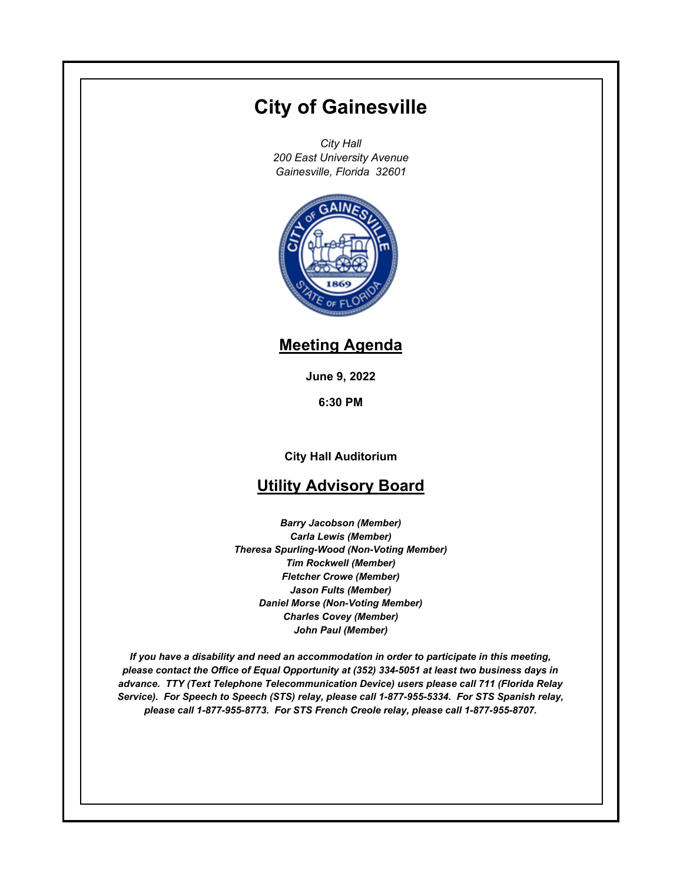# City of Gainesville

*City Hall*
*200 East University Avenue*
*Gainesville, Florida 32601*

## Meeting Agenda

**June 9, 2022**

**6:30 PM**

**City Hall Auditorium**

## Utility Advisory Board

***Barry Jacobson (Member)***
***Carla Lewis (Member)***
***Theresa Spurling-Wood (Non-Voting Member)***
***Tim Rockwell (Member)***
***Fletcher Crowe (Member)***
***Jason Fults (Member)***
***Daniel Morse (Non-Voting Member)***
***Charles Covey (Member)***
***John Paul (Member)***

***If you have a disability and need an accommodation in order to participate in this meeting, please contact the Office of Equal Opportunity at (352) 334-5051 at least two business days in advance. TTY (Text Telephone Telecommunication Device) users please call 711 (Florida Relay Service). For Speech to Speech (STS) relay, please call 1-877-955-5334. For STS Spanish relay, please call 1-877-955-8773. For STS French Creole relay, please call 1-877-955-8707.***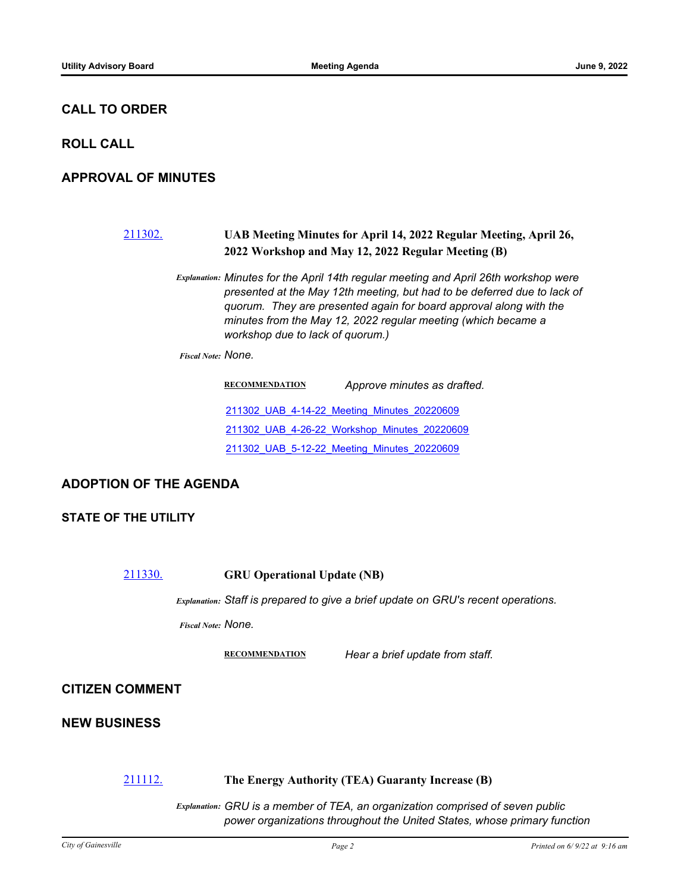## CALL TO ORDER

## ROLL CALL

## APPROVAL OF MINUTES

211302. **UAB Meeting Minutes for April 14, 2022 Regular Meeting, April 26, 2022 Workshop and May 12, 2022 Regular Meeting (B)**

*Explanation:* *Minutes for the April 14th regular meeting and April 26th workshop were presented at the May 12th meeting, but had to be deferred due to lack of quorum. They are presented again for board approval along with the minutes from the May 12, 2022 regular meeting (which became a workshop due to lack of quorum.)*

*Fiscal Note:* *None.*

**RECOMMENDATION** *Approve minutes as drafted.*

211302_UAB_4-14-22_Meeting_Minutes_20220609

211302_UAB_4-26-22_Workshop_Minutes_20220609

211302_UAB_5-12-22_Meeting_Minutes_20220609

## ADOPTION OF THE AGENDA

## STATE OF THE UTILITY

211330. **GRU Operational Update (NB)**

*Explanation:* *Staff is prepared to give a brief update on GRU's recent operations.*

*Fiscal Note:* *None.*

**RECOMMENDATION** *Hear a brief update from staff.*

## CITIZEN COMMENT

## NEW BUSINESS

211112. **The Energy Authority (TEA) Guaranty Increase (B)**

*Explanation:* *GRU is a member of TEA, an organization comprised of seven public power organizations throughout the United States, whose primary function*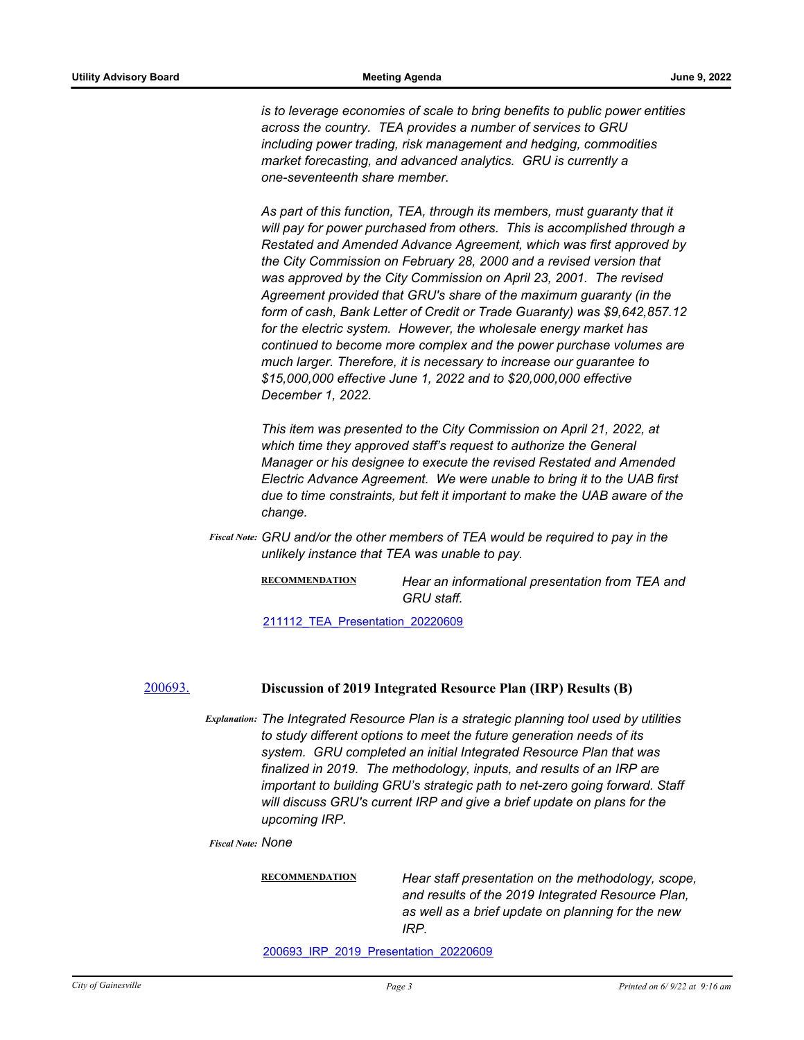*is to leverage economies of scale to bring benefits to public power entities across the country. TEA provides a number of services to GRU including power trading, risk management and hedging, commodities market forecasting, and advanced analytics. GRU is currently a one-seventeenth share member.*

*As part of this function, TEA, through its members, must guaranty that it will pay for power purchased from others. This is accomplished through a Restated and Amended Advance Agreement, which was first approved by the City Commission on February 28, 2000 and a revised version that was approved by the City Commission on April 23, 2001. The revised Agreement provided that GRU's share of the maximum guaranty (in the form of cash, Bank Letter of Credit or Trade Guaranty) was $9,642,857.12 for the electric system. However, the wholesale energy market has continued to become more complex and the power purchase volumes are much larger. Therefore, it is necessary to increase our guarantee to $15,000,000 effective June 1, 2022 and to $20,000,000 effective December 1, 2022.*

*This item was presented to the City Commission on April 21, 2022, at which time they approved staff's request to authorize the General Manager or his designee to execute the revised Restated and Amended Electric Advance Agreement. We were unable to bring it to the UAB first due to time constraints, but felt it important to make the UAB aware of the change.*

***Fiscal Note:*** *GRU and/or the other members of TEA would be required to pay in the unlikely instance that TEA was unable to pay.*

**RECOMMENDATION** *Hear an informational presentation from TEA and GRU staff.*

211112_TEA_Presentation_20220609

## 200693. Discussion of 2019 Integrated Resource Plan (IRP) Results (B)

***Explanation:*** *The Integrated Resource Plan is a strategic planning tool used by utilities to study different options to meet the future generation needs of its system. GRU completed an initial Integrated Resource Plan that was finalized in 2019. The methodology, inputs, and results of an IRP are important to building GRU's strategic path to net-zero going forward. Staff will discuss GRU's current IRP and give a brief update on plans for the upcoming IRP.*

***Fiscal Note:*** *None*

**RECOMMENDATION** *Hear staff presentation on the methodology, scope, and results of the 2019 Integrated Resource Plan, as well as a brief update on planning for the new IRP.*

200693_IRP_2019_Presentation_20220609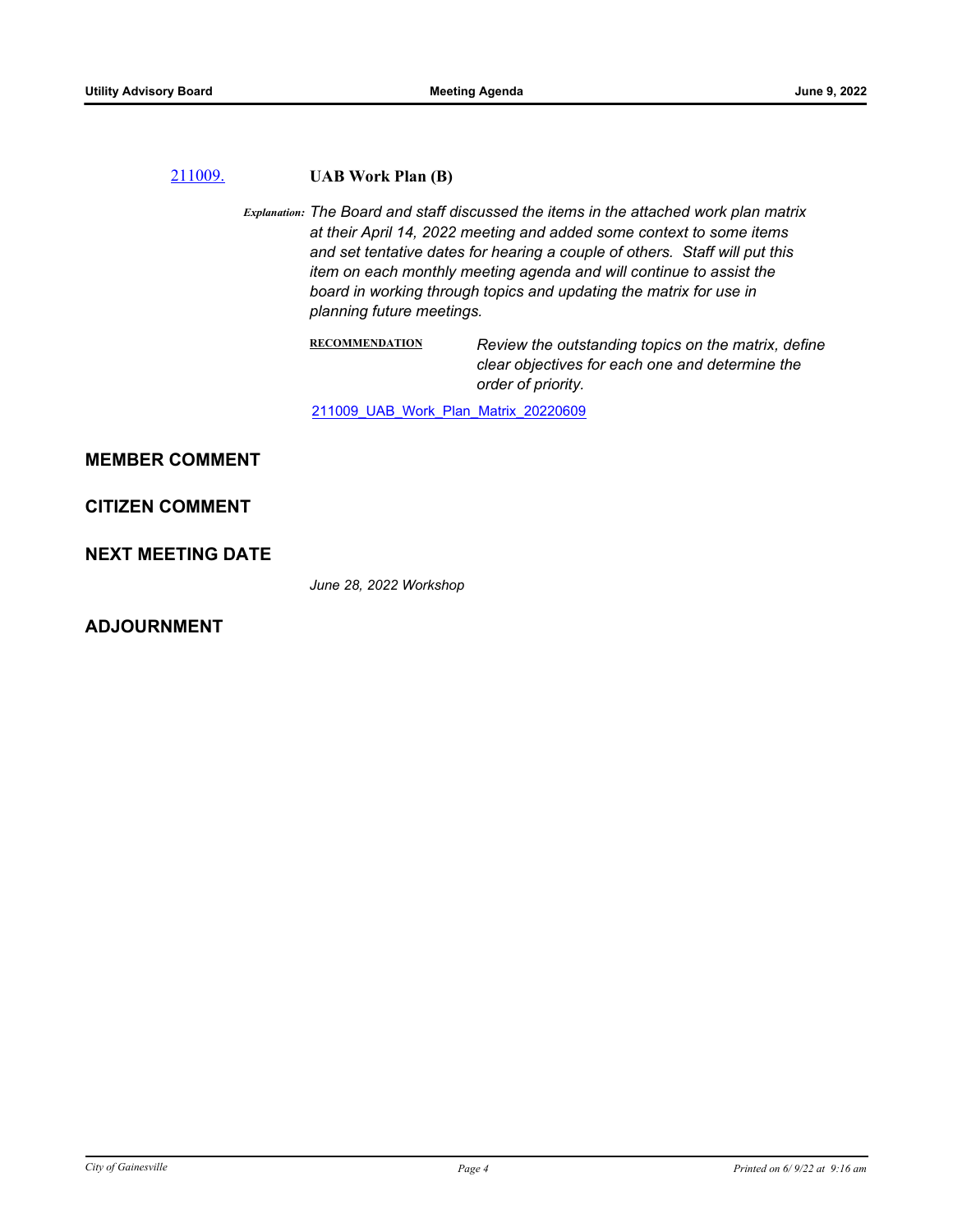[211009.](#) **UAB Work Plan (B)**

***Explanation:*** *The Board and staff discussed the items in the attached work plan matrix at their April 14, 2022 meeting and added some context to some items and set tentative dates for hearing a couple of others. Staff will put this item on each monthly meeting agenda and will continue to assist the board in working through topics and updating the matrix for use in planning future meetings.*

**RECOMMENDATION** *Review the outstanding topics on the matrix, define clear objectives for each one and determine the order of priority.*

[211009_UAB_Work_Plan_Matrix_20220609](#)

## MEMBER COMMENT

## CITIZEN COMMENT

## NEXT MEETING DATE

*June 28, 2022 Workshop*

## ADJOURNMENT